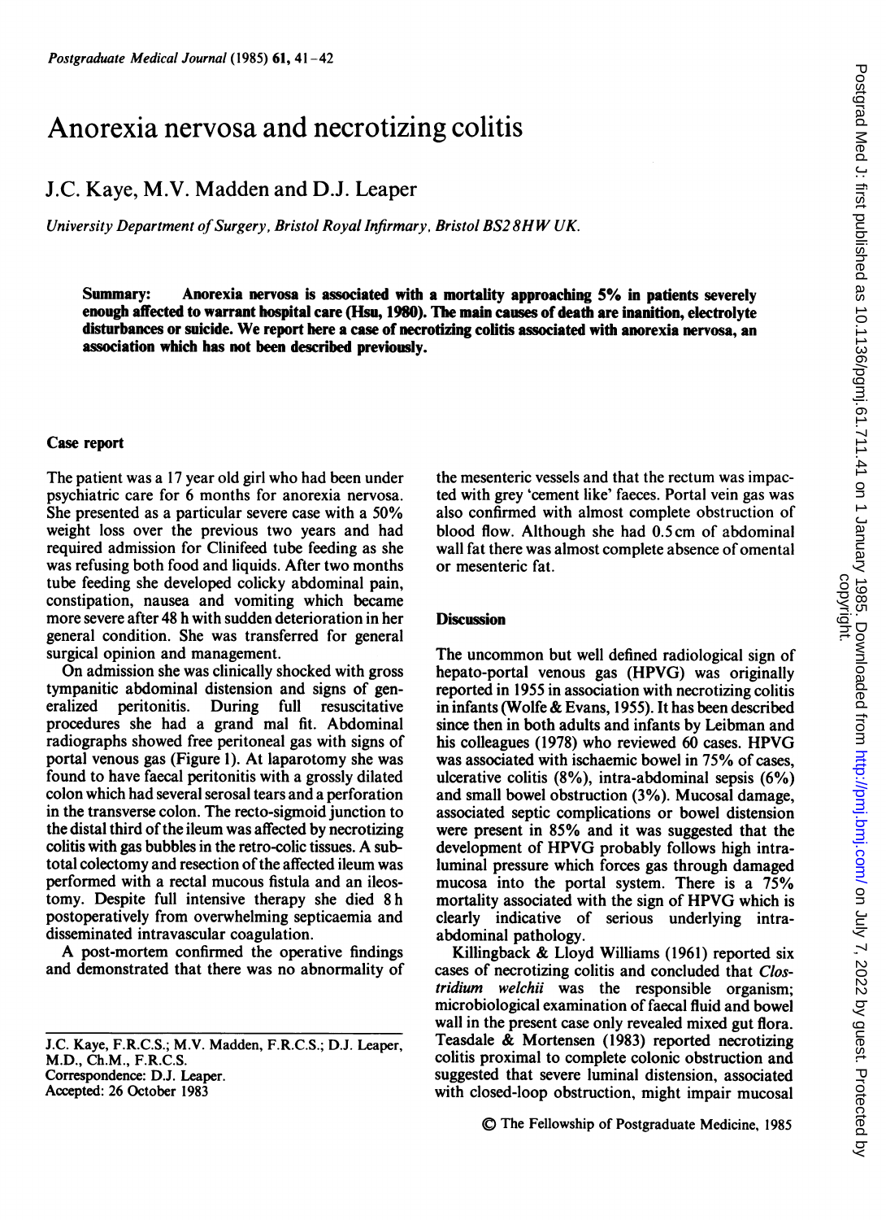# Anorexia nervosa and necrotizing colitis

## J.C. Kaye, M.V. Madden and D.J. Leaper

*University Department of Surgery, Bristol Royal Infirmary, Bristol BS2 8HW UK.*

**Summary: Anorexia nervosa is associated with a mortality approaching 5% in patients severely enough affected to warrant hospital care (Hsu, 1980). The main causes of death are inanition, electrolyte disturbances or suicide. We report here a case of necrotizing colitis associated with anorexia nervosa, an association which has not been described previously.**

### Case report

The patient was a 17 year old girl who had been under psychiatric care for 6 months for anorexia nervosa. She presented as a particular severe case with a 50% weight loss over the previous two years and had required admission for Clinifeed tube feeding as she was refusing both food and liquids. After two months tube feeding she developed colicky abdominal pain, constipation, nausea and vomiting which became more severe after 48 h with sudden deterioration in her general condition. She was transferred for general surgical opinion and management.

On admission she was clinically shocked with gross tympanitic abdominal distension and signs of generalized peritonitis. During full resuscitative procedures she had a grand mal fit. Abdominal radiographs showed free peritoneal gas with signs of portal venous gas (Figure 1). At laparotomy she was found to have faecal peritonitis with a grossly dilated colon which had several serosal tears and a perforation in the transverse colon. The recto-sigmoid junction to the distal third of the ileum was affected by necrotizing colitis with gas bubbles in the retro-colic tissues. A subtotal colectomy and resection of the affected ileum was performed with a rectal mucous fistula and an ileostomy. Despite full intensive therapy she died 8 h postoperatively from overwhelming septicaemia and disseminated intravascular coagulation.

A post-mortem confirmed the operative findings and demonstrated that there was no abnormality of the mesenteric vessels and that the rectum was impacted with grey 'cement like' faeces. Portal vein gas was also confirmed with almost complete obstruction of blood flow. Although she had 0.5 cm of abdominal wall fat there was almost complete absence of omental or mesenteric fat.

### Discussion

The uncommon but well defined radiological sign of hepato-portal venous gas (HPVG) was originally reported in 1955 in association with necrotizing colitis in infants (Wolfe & Evans, 1955). It has been described since then in both adults and infants by Leibman and his colleagues (1978) who reviewed 60 cases. HPVG was associated with ischaemic bowel in 75% of cases, ulcerative colitis (8%), intra-abdominal sepsis (6%) and small bowel obstruction (3%). Mucosal damage, associated septic complications or bowel distension were present in 85% and it was suggested that the development of HPVG probably follows high intraluminal pressure which forces gas through damaged mucosa into the portal system. There is a 75% mortality associated with the sign of HPVG which is clearly indicative of serious underlying intra-abdominal pathology.

Killingback & Lloyd Williams (1961) reported six cases of necrotizing colitis and concluded that *Clostridium welchii* was the responsible organism; microbiological examination of faecal fluid and bowel wall in the present case only revealed mixed gut flora. Teasdale & Mortensen (1983) reported necrotizing colitis proximal to complete colonic obstruction and suggested that severe luminal distension, associated with closed-loop obstruction, might impair mucosal

---

J.C. Kaye, F.R.C.S.; M.V. Madden, F.R.C.S.; D.J. Leaper, M.D., Ch.M., F.R.C.S.
Correspondence: D.J. Leaper.
Accepted: 26 October 1983

© The Fellowship of Postgraduate Medicine, 1985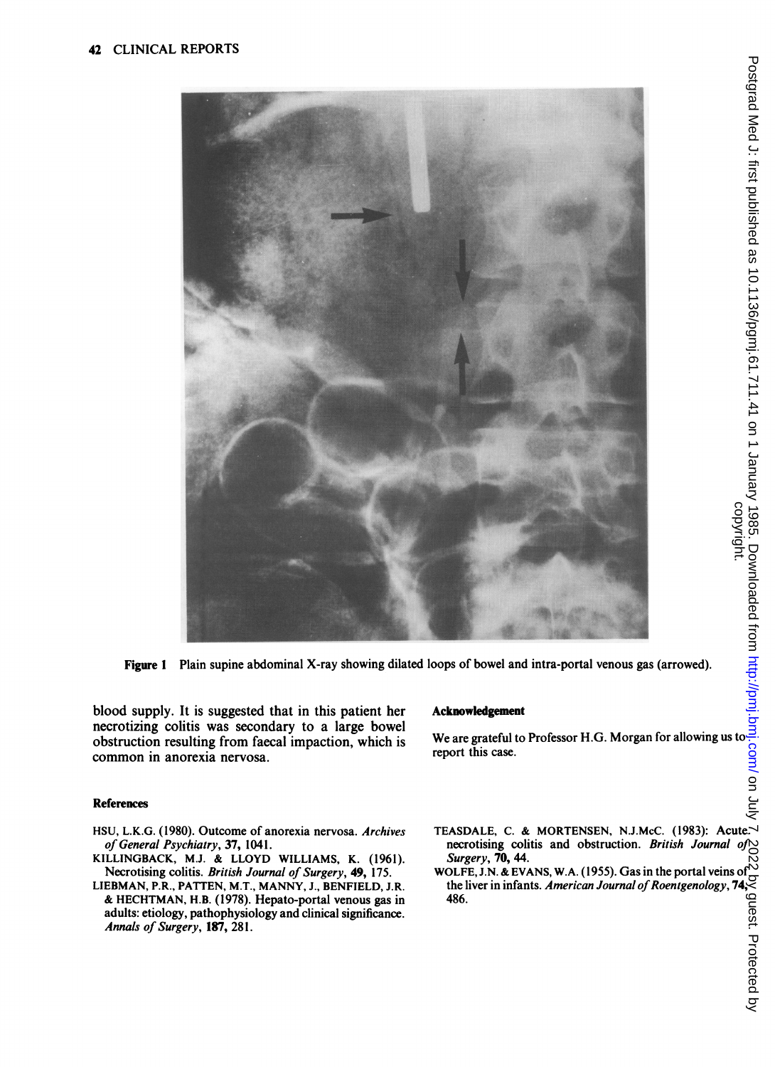Figure 1 Plain supine abdominal X-ray showing dilated loops of bowel and intra-portal venous gas (arrowed).

blood supply. It is suggested that in this patient her necrotizing colitis was secondary to a large bowel obstruction resulting from faecal impaction, which is common in anorexia nervosa.

## Acknowledgement

We are grateful to Professor H.G. Morgan for allowing us to report this case.

## References

HSU, L.K.G. (1980). Outcome of anorexia nervosa. *Archives of General Psychiatry*, **37**, 1041.

KILLINGBACK, M.J. & LLOYD WILLIAMS, K. (1961). Necrotising colitis. *British Journal of Surgery*, **49**, 175.

LIEBMAN, P.R., PATTEN, M.T., MANNY, J., BENFIELD, J.R. & HECHTMAN, H.B. (1978). Hepato-portal venous gas in adults: etiology, pathophysiology and clinical significance. *Annals of Surgery*, **187**, 281.

TEASDALE, C. & MORTENSEN, N.J.McC. (1983): Acute necrotising colitis and obstruction. *British Journal of Surgery*, **70**, 44.

WOLFE, J.N. & EVANS, W.A. (1955). Gas in the portal veins of the liver in infants. *American Journal of Roentgenology*, **74**, 486.